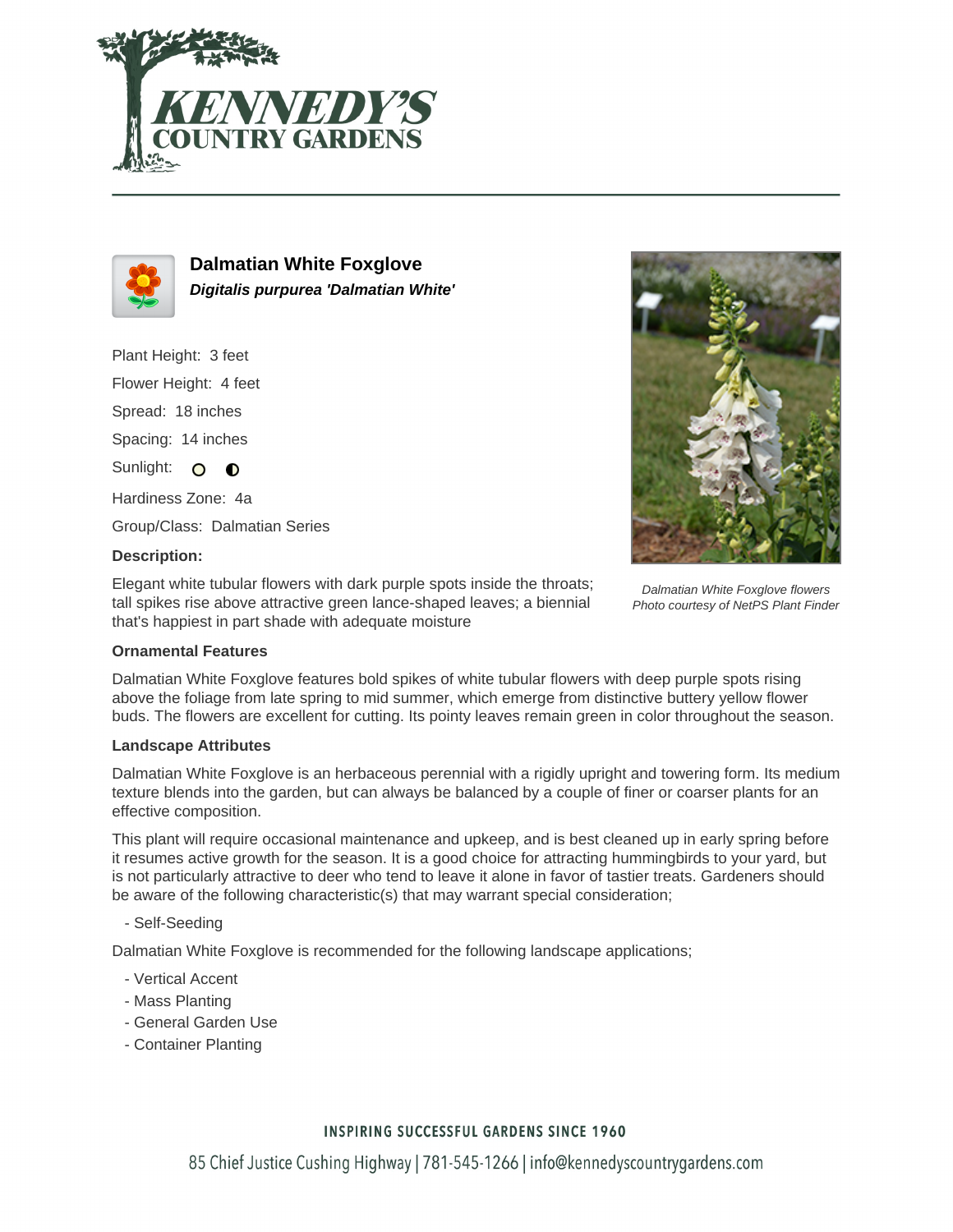# Dalmatian White Foxglove

***Digitalis purpurea* 'Dalmatian White'**

Plant Height: 3 feet

Flower Height: 4 feet

Spread: 18 inches

Spacing: 14 inches

Sunlight: ○ ◐

Hardiness Zone: 4a

Group/Class: Dalmatian Series

**Description:**

Elegant white tubular flowers with dark purple spots inside the throats; tall spikes rise above attractive green lance-shaped leaves; a biennial that's happiest in part shade with adequate moisture

*Dalmatian White Foxglove flowers*
*Photo courtesy of NetPS Plant Finder*

### Ornamental Features

Dalmatian White Foxglove features bold spikes of white tubular flowers with deep purple spots rising above the foliage from late spring to mid summer, which emerge from distinctive buttery yellow flower buds. The flowers are excellent for cutting. Its pointy leaves remain green in color throughout the season.

### Landscape Attributes

Dalmatian White Foxglove is an herbaceous perennial with a rigidly upright and towering form. Its medium texture blends into the garden, but can always be balanced by a couple of finer or coarser plants for an effective composition.

This plant will require occasional maintenance and upkeep, and is best cleaned up in early spring before it resumes active growth for the season. It is a good choice for attracting hummingbirds to your yard, but is not particularly attractive to deer who tend to leave it alone in favor of tastier treats. Gardeners should be aware of the following characteristic(s) that may warrant special consideration;

- Self-Seeding

Dalmatian White Foxglove is recommended for the following landscape applications;

- Vertical Accent
- Mass Planting
- General Garden Use
- Container Planting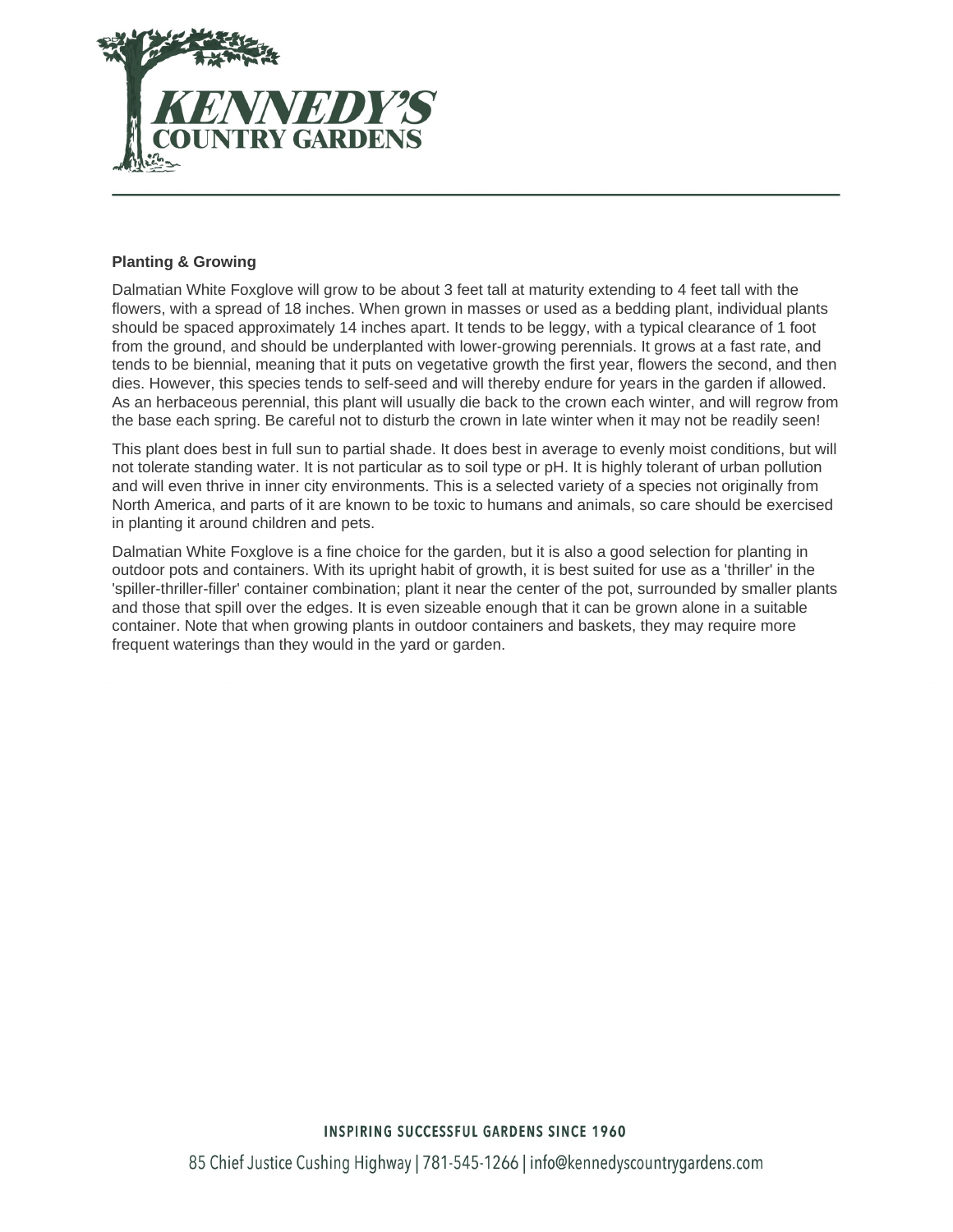**Planting & Growing**

Dalmatian White Foxglove will grow to be about 3 feet tall at maturity extending to 4 feet tall with the flowers, with a spread of 18 inches. When grown in masses or used as a bedding plant, individual plants should be spaced approximately 14 inches apart. It tends to be leggy, with a typical clearance of 1 foot from the ground, and should be underplanted with lower-growing perennials. It grows at a fast rate, and tends to be biennial, meaning that it puts on vegetative growth the first year, flowers the second, and then dies. However, this species tends to self-seed and will thereby endure for years in the garden if allowed. As an herbaceous perennial, this plant will usually die back to the crown each winter, and will regrow from the base each spring. Be careful not to disturb the crown in late winter when it may not be readily seen!

This plant does best in full sun to partial shade. It does best in average to evenly moist conditions, but will not tolerate standing water. It is not particular as to soil type or pH. It is highly tolerant of urban pollution and will even thrive in inner city environments. This is a selected variety of a species not originally from North America, and parts of it are known to be toxic to humans and animals, so care should be exercised in planting it around children and pets.

Dalmatian White Foxglove is a fine choice for the garden, but it is also a good selection for planting in outdoor pots and containers. With its upright habit of growth, it is best suited for use as a 'thriller' in the 'spiller-thriller-filler' container combination; plant it near the center of the pot, surrounded by smaller plants and those that spill over the edges. It is even sizeable enough that it can be grown alone in a suitable container. Note that when growing plants in outdoor containers and baskets, they may require more frequent waterings than they would in the yard or garden.